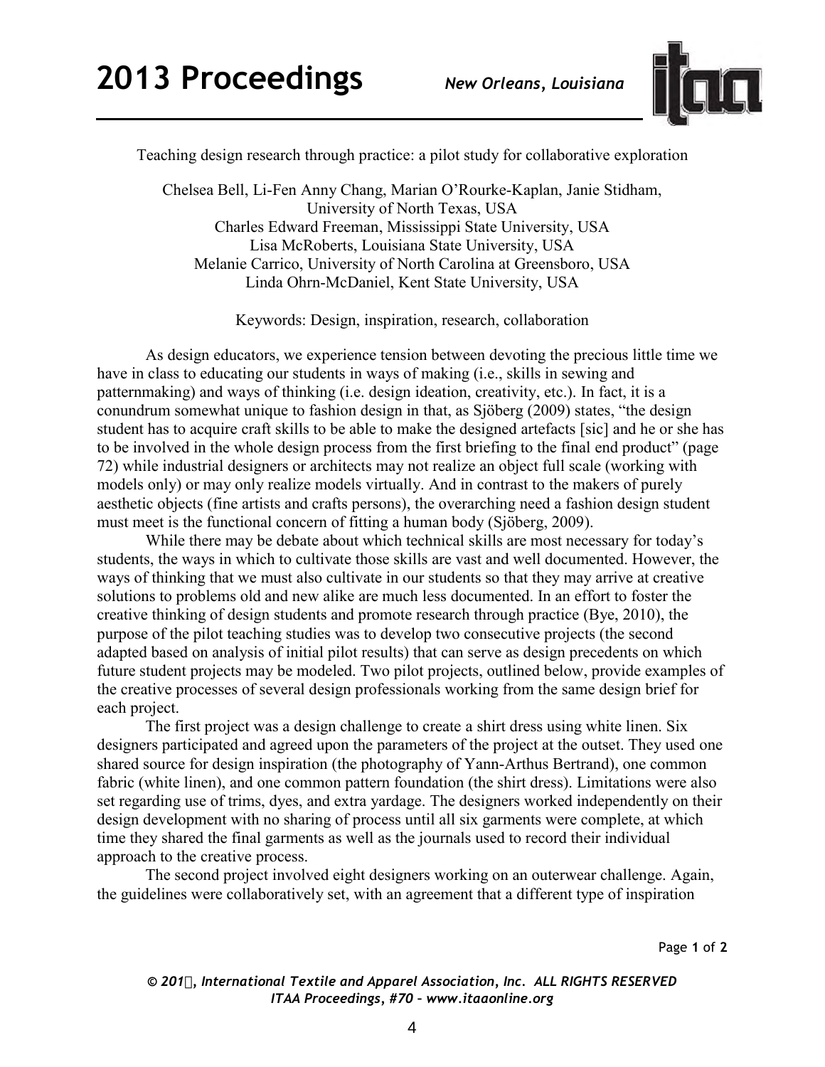Teaching design research through practice: a pilot study for collaborative exploration

Chelsea Bell, Li-Fen Anny Chang, Marian O'Rourke-Kaplan, Janie Stidham, University of North Texas, USA
Charles Edward Freeman, Mississippi State University, USA
Lisa McRoberts, Louisiana State University, USA
Melanie Carrico, University of North Carolina at Greensboro, USA
Linda Ohrn-McDaniel, Kent State University, USA

Keywords: Design, inspiration, research, collaboration

As design educators, we experience tension between devoting the precious little time we have in class to educating our students in ways of making (i.e., skills in sewing and patternmaking) and ways of thinking (i.e. design ideation, creativity, etc.). In fact, it is a conundrum somewhat unique to fashion design in that, as Sjöberg (2009) states, "the design student has to acquire craft skills to be able to make the designed artefacts [sic] and he or she has to be involved in the whole design process from the first briefing to the final end product" (page 72) while industrial designers or architects may not realize an object full scale (working with models only) or may only realize models virtually. And in contrast to the makers of purely aesthetic objects (fine artists and crafts persons), the overarching need a fashion design student must meet is the functional concern of fitting a human body (Sjöberg, 2009).

While there may be debate about which technical skills are most necessary for today's students, the ways in which to cultivate those skills are vast and well documented. However, the ways of thinking that we must also cultivate in our students so that they may arrive at creative solutions to problems old and new alike are much less documented. In an effort to foster the creative thinking of design students and promote research through practice (Bye, 2010), the purpose of the pilot teaching studies was to develop two consecutive projects (the second adapted based on analysis of initial pilot results) that can serve as design precedents on which future student projects may be modeled. Two pilot projects, outlined below, provide examples of the creative processes of several design professionals working from the same design brief for each project.

The first project was a design challenge to create a shirt dress using white linen. Six designers participated and agreed upon the parameters of the project at the outset. They used one shared source for design inspiration (the photography of Yann-Arthus Bertrand), one common fabric (white linen), and one common pattern foundation (the shirt dress). Limitations were also set regarding use of trims, dyes, and extra yardage. The designers worked independently on their design development with no sharing of process until all six garments were complete, at which time they shared the final garments as well as the journals used to record their individual approach to the creative process.

The second project involved eight designers working on an outerwear challenge. Again, the guidelines were collaboratively set, with an agreement that a different type of inspiration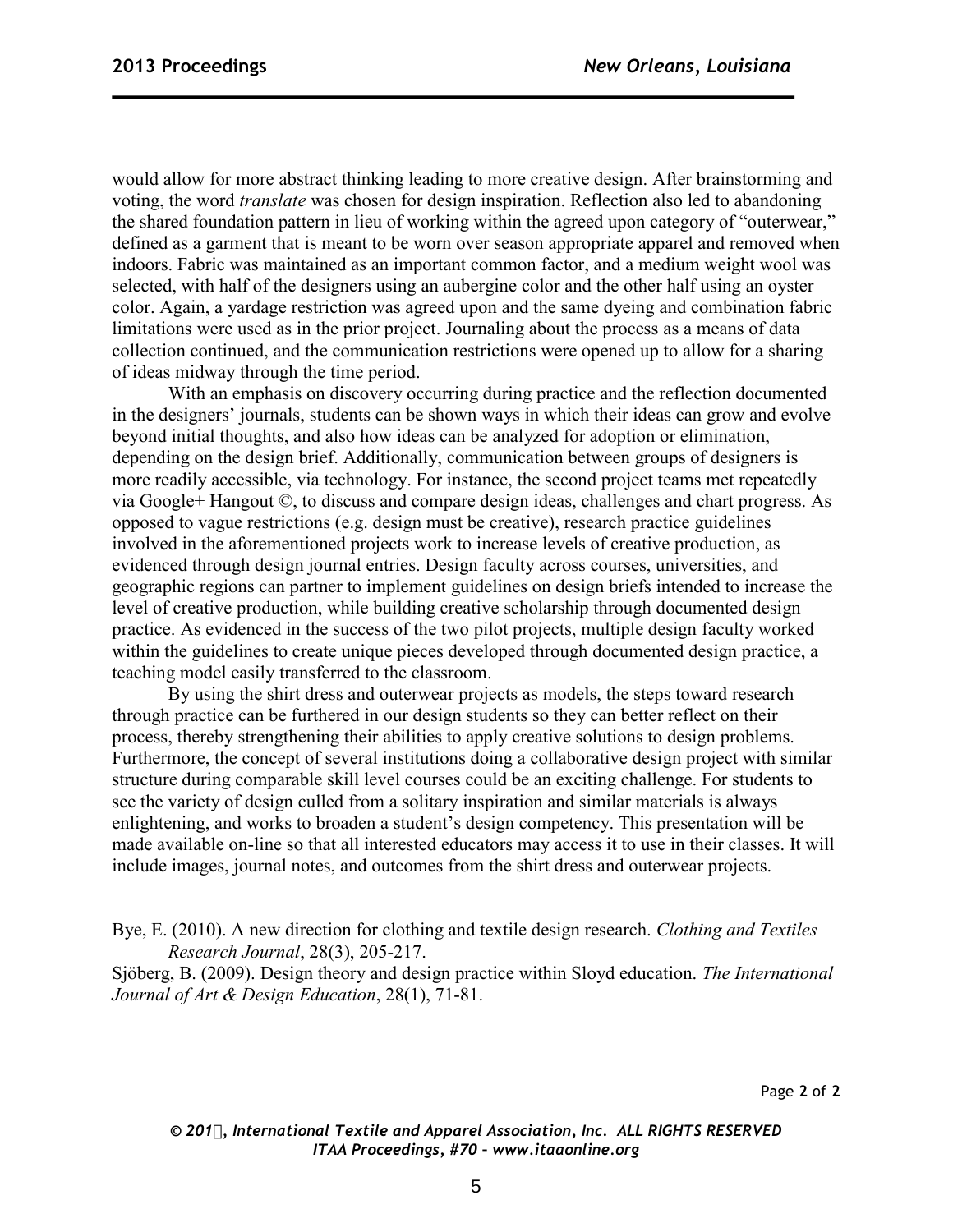would allow for more abstract thinking leading to more creative design. After brainstorming and voting, the word *translate* was chosen for design inspiration. Reflection also led to abandoning the shared foundation pattern in lieu of working within the agreed upon category of "outerwear," defined as a garment that is meant to be worn over season appropriate apparel and removed when indoors. Fabric was maintained as an important common factor, and a medium weight wool was selected, with half of the designers using an aubergine color and the other half using an oyster color. Again, a yardage restriction was agreed upon and the same dyeing and combination fabric limitations were used as in the prior project. Journaling about the process as a means of data collection continued, and the communication restrictions were opened up to allow for a sharing of ideas midway through the time period.

With an emphasis on discovery occurring during practice and the reflection documented in the designers' journals, students can be shown ways in which their ideas can grow and evolve beyond initial thoughts, and also how ideas can be analyzed for adoption or elimination, depending on the design brief. Additionally, communication between groups of designers is more readily accessible, via technology. For instance, the second project teams met repeatedly via Google+ Hangout ©, to discuss and compare design ideas, challenges and chart progress. As opposed to vague restrictions (e.g. design must be creative), research practice guidelines involved in the aforementioned projects work to increase levels of creative production, as evidenced through design journal entries. Design faculty across courses, universities, and geographic regions can partner to implement guidelines on design briefs intended to increase the level of creative production, while building creative scholarship through documented design practice. As evidenced in the success of the two pilot projects, multiple design faculty worked within the guidelines to create unique pieces developed through documented design practice, a teaching model easily transferred to the classroom.

By using the shirt dress and outerwear projects as models, the steps toward research through practice can be furthered in our design students so they can better reflect on their process, thereby strengthening their abilities to apply creative solutions to design problems. Furthermore, the concept of several institutions doing a collaborative design project with similar structure during comparable skill level courses could be an exciting challenge. For students to see the variety of design culled from a solitary inspiration and similar materials is always enlightening, and works to broaden a student's design competency. This presentation will be made available on-line so that all interested educators may access it to use in their classes. It will include images, journal notes, and outcomes from the shirt dress and outerwear projects.

Bye, E. (2010). A new direction for clothing and textile design research. *Clothing and Textiles Research Journal*, 28(3), 205-217.

Sjöberg, B. (2009). Design theory and design practice within Sloyd education. *The International Journal of Art & Design Education*, 28(1), 71-81.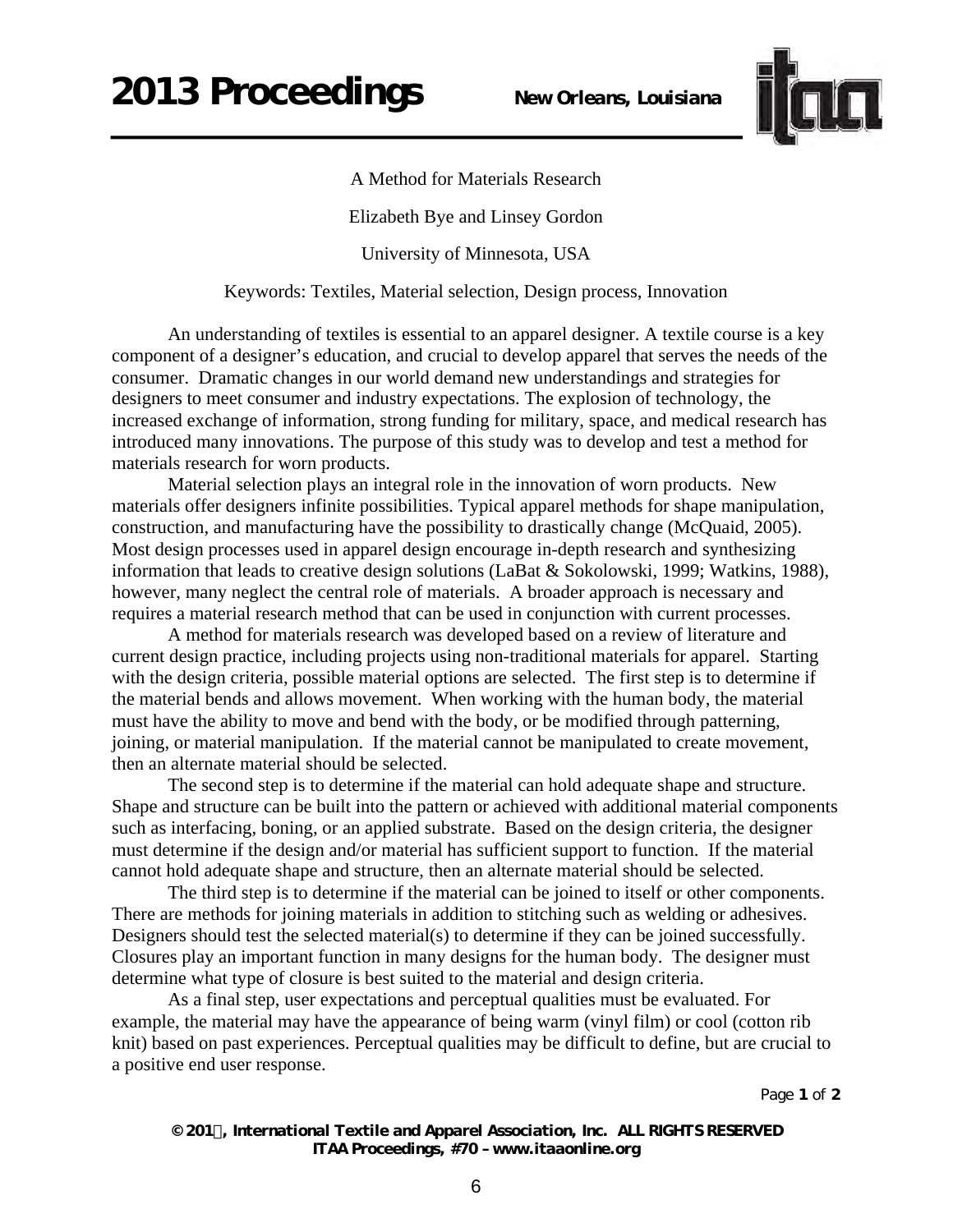# A Method for Materials Research

Elizabeth Bye and Linsey Gordon

University of Minnesota, USA

Keywords: Textiles, Material selection, Design process, Innovation

An understanding of textiles is essential to an apparel designer. A textile course is a key component of a designer's education, and crucial to develop apparel that serves the needs of the consumer. Dramatic changes in our world demand new understandings and strategies for designers to meet consumer and industry expectations. The explosion of technology, the increased exchange of information, strong funding for military, space, and medical research has introduced many innovations. The purpose of this study was to develop and test a method for materials research for worn products.

Material selection plays an integral role in the innovation of worn products. New materials offer designers infinite possibilities. Typical apparel methods for shape manipulation, construction, and manufacturing have the possibility to drastically change (McQuaid, 2005). Most design processes used in apparel design encourage in-depth research and synthesizing information that leads to creative design solutions (LaBat & Sokolowski, 1999; Watkins, 1988), however, many neglect the central role of materials. A broader approach is necessary and requires a material research method that can be used in conjunction with current processes.

A method for materials research was developed based on a review of literature and current design practice, including projects using non-traditional materials for apparel. Starting with the design criteria, possible material options are selected. The first step is to determine if the material bends and allows movement. When working with the human body, the material must have the ability to move and bend with the body, or be modified through patterning, joining, or material manipulation. If the material cannot be manipulated to create movement, then an alternate material should be selected.

The second step is to determine if the material can hold adequate shape and structure. Shape and structure can be built into the pattern or achieved with additional material components such as interfacing, boning, or an applied substrate. Based on the design criteria, the designer must determine if the design and/or material has sufficient support to function. If the material cannot hold adequate shape and structure, then an alternate material should be selected.

The third step is to determine if the material can be joined to itself or other components. There are methods for joining materials in addition to stitching such as welding or adhesives. Designers should test the selected material(s) to determine if they can be joined successfully. Closures play an important function in many designs for the human body. The designer must determine what type of closure is best suited to the material and design criteria.

As a final step, user expectations and perceptual qualities must be evaluated. For example, the material may have the appearance of being warm (vinyl film) or cool (cotton rib knit) based on past experiences. Perceptual qualities may be difficult to define, but are crucial to a positive end user response.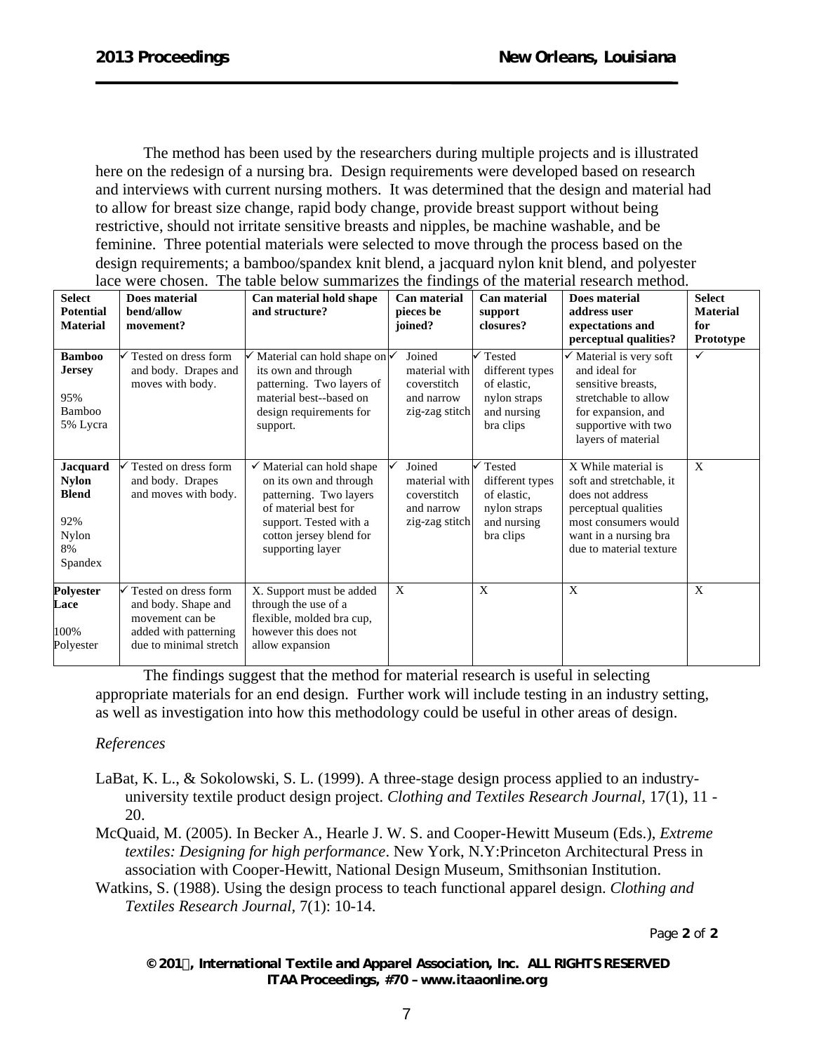The method has been used by the researchers during multiple projects and is illustrated here on the redesign of a nursing bra. Design requirements were developed based on research and interviews with current nursing mothers. It was determined that the design and material had to allow for breast size change, rapid body change, provide breast support without being restrictive, should not irritate sensitive breasts and nipples, be machine washable, and be feminine. Three potential materials were selected to move through the process based on the design requirements; a bamboo/spandex knit blend, a jacquard nylon knit blend, and polyester lace were chosen. The table below summarizes the findings of the material research method.

| Select Potential Material | Does material bend/allow movement? | Can material hold shape and structure? | Can material pieces be joined? | Can material support closures? | Does material address user expectations and perceptual qualities? | Select Material for Prototype |
|---|---|---|---|---|---|---|
| **Bamboo Jersey** 95% Bamboo 5% Lycra | ✓ Tested on dress form and body. Drapes and moves with body. | ✓ Material can hold shape on its own and through patterning. Two layers of material best--based on design requirements for support. | ✓ Joined material with coverstitch and narrow zig-zag stitch | ✓ Tested different types of elastic, nylon straps and nursing bra clips | ✓ Material is very soft and ideal for sensitive breasts, stretchable to allow for expansion, and supportive with two layers of material | ✓ |
| **Jacquard Nylon Blend** 92% Nylon 8% Spandex | ✓ Tested on dress form and body. Drapes and moves with body. | ✓ Material can hold shape on its own and through patterning. Two layers of material best for support. Tested with a cotton jersey blend for supporting layer | ✓ Joined material with coverstitch and narrow zig-zag stitch | ✓ Tested different types of elastic, nylon straps and nursing bra clips | X While material is soft and stretchable, it does not address perceptual qualities most consumers would want in a nursing bra due to material texture | X |
| **Polyester Lace** 100% Polyester | ✓ Tested on dress form and body. Shape and movement can be added with patterning due to minimal stretch | X. Support must be added through the use of a flexible, molded bra cup, however this does not allow expansion | X | X | X | X |

The findings suggest that the method for material research is useful in selecting appropriate materials for an end design. Further work will include testing in an industry setting, as well as investigation into how this methodology could be useful in other areas of design.

*References*

LaBat, K. L., & Sokolowski, S. L. (1999). A three-stage design process applied to an industry-university textile product design project. *Clothing and Textiles Research Journal,* 17(1), 11 - 20.

McQuaid, M. (2005). In Becker A., Hearle J. W. S. and Cooper-Hewitt Museum (Eds.), *Extreme textiles: Designing for high performance*. New York, N.Y:Princeton Architectural Press in association with Cooper-Hewitt, National Design Museum, Smithsonian Institution.

Watkins, S. (1988). Using the design process to teach functional apparel design. *Clothing and Textiles Research Journal,* 7(1): 10-14.